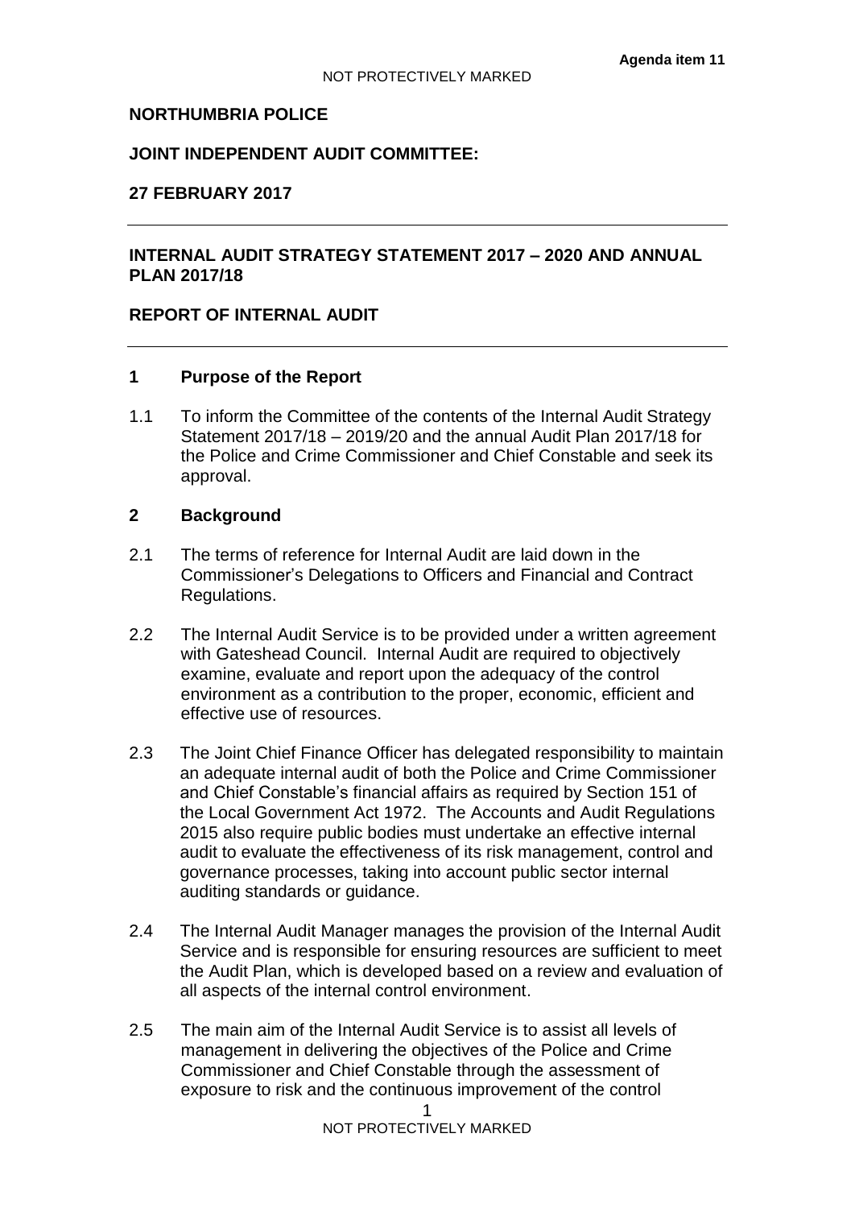**Agenda item 11**

NOT PROTECTIVELY MARKED

**NORTHUMBRIA POLICE**

**JOINT INDEPENDENT AUDIT COMMITTEE:**

**27 FEBRUARY 2017**

---

**INTERNAL AUDIT STRATEGY STATEMENT 2017 – 2020 AND ANNUAL PLAN 2017/18**

**REPORT OF INTERNAL AUDIT**

---

## 1 Purpose of the Report

1.1 To inform the Committee of the contents of the Internal Audit Strategy Statement 2017/18 – 2019/20 and the annual Audit Plan 2017/18 for the Police and Crime Commissioner and Chief Constable and seek its approval.

## 2 Background

2.1 The terms of reference for Internal Audit are laid down in the Commissioner's Delegations to Officers and Financial and Contract Regulations.

2.2 The Internal Audit Service is to be provided under a written agreement with Gateshead Council. Internal Audit are required to objectively examine, evaluate and report upon the adequacy of the control environment as a contribution to the proper, economic, efficient and effective use of resources.

2.3 The Joint Chief Finance Officer has delegated responsibility to maintain an adequate internal audit of both the Police and Crime Commissioner and Chief Constable's financial affairs as required by Section 151 of the Local Government Act 1972. The Accounts and Audit Regulations 2015 also require public bodies must undertake an effective internal audit to evaluate the effectiveness of its risk management, control and governance processes, taking into account public sector internal auditing standards or guidance.

2.4 The Internal Audit Manager manages the provision of the Internal Audit Service and is responsible for ensuring resources are sufficient to meet the Audit Plan, which is developed based on a review and evaluation of all aspects of the internal control environment.

2.5 The main aim of the Internal Audit Service is to assist all levels of management in delivering the objectives of the Police and Crime Commissioner and Chief Constable through the assessment of exposure to risk and the continuous improvement of the control

NOT PROTECTIVELY MARKED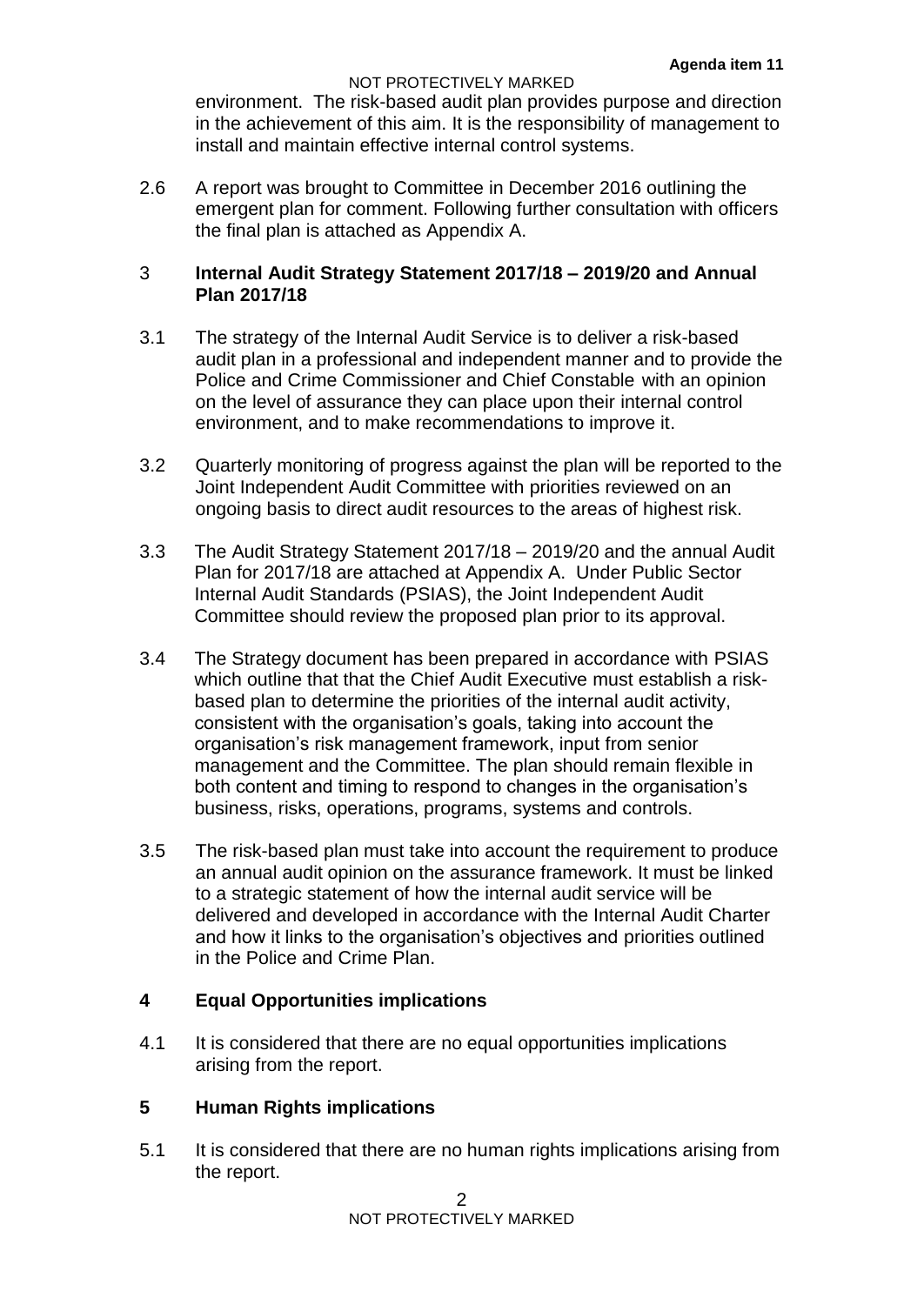environment. The risk-based audit plan provides purpose and direction in the achievement of this aim. It is the responsibility of management to install and maintain effective internal control systems.

2.6 A report was brought to Committee in December 2016 outlining the emergent plan for comment. Following further consultation with officers the final plan is attached as Appendix A.

## 3 Internal Audit Strategy Statement 2017/18 – 2019/20 and Annual Plan 2017/18

3.1 The strategy of the Internal Audit Service is to deliver a risk-based audit plan in a professional and independent manner and to provide the Police and Crime Commissioner and Chief Constable with an opinion on the level of assurance they can place upon their internal control environment, and to make recommendations to improve it.

3.2 Quarterly monitoring of progress against the plan will be reported to the Joint Independent Audit Committee with priorities reviewed on an ongoing basis to direct audit resources to the areas of highest risk.

3.3 The Audit Strategy Statement 2017/18 – 2019/20 and the annual Audit Plan for 2017/18 are attached at Appendix A. Under Public Sector Internal Audit Standards (PSIAS), the Joint Independent Audit Committee should review the proposed plan prior to its approval.

3.4 The Strategy document has been prepared in accordance with PSIAS which outline that that the Chief Audit Executive must establish a risk-based plan to determine the priorities of the internal audit activity, consistent with the organisation's goals, taking into account the organisation's risk management framework, input from senior management and the Committee. The plan should remain flexible in both content and timing to respond to changes in the organisation's business, risks, operations, programs, systems and controls.

3.5 The risk-based plan must take into account the requirement to produce an annual audit opinion on the assurance framework. It must be linked to a strategic statement of how the internal audit service will be delivered and developed in accordance with the Internal Audit Charter and how it links to the organisation's objectives and priorities outlined in the Police and Crime Plan.

## 4 Equal Opportunities implications

4.1 It is considered that there are no equal opportunities implications arising from the report.

## 5 Human Rights implications

5.1 It is considered that there are no human rights implications arising from the report.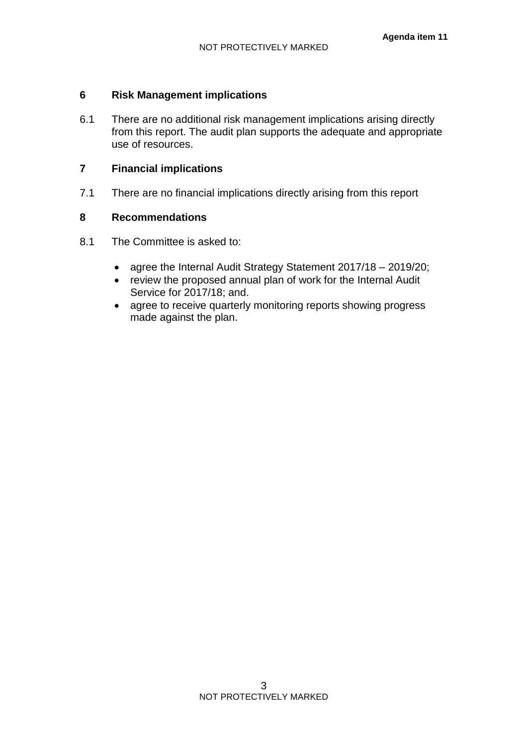## 6 Risk Management implications

6.1 There are no additional risk management implications arising directly from this report. The audit plan supports the adequate and appropriate use of resources.

## 7 Financial implications

7.1 There are no financial implications directly arising from this report

## 8 Recommendations

8.1 The Committee is asked to:

- agree the Internal Audit Strategy Statement 2017/18 – 2019/20;
- review the proposed annual plan of work for the Internal Audit Service for 2017/18; and.
- agree to receive quarterly monitoring reports showing progress made against the plan.